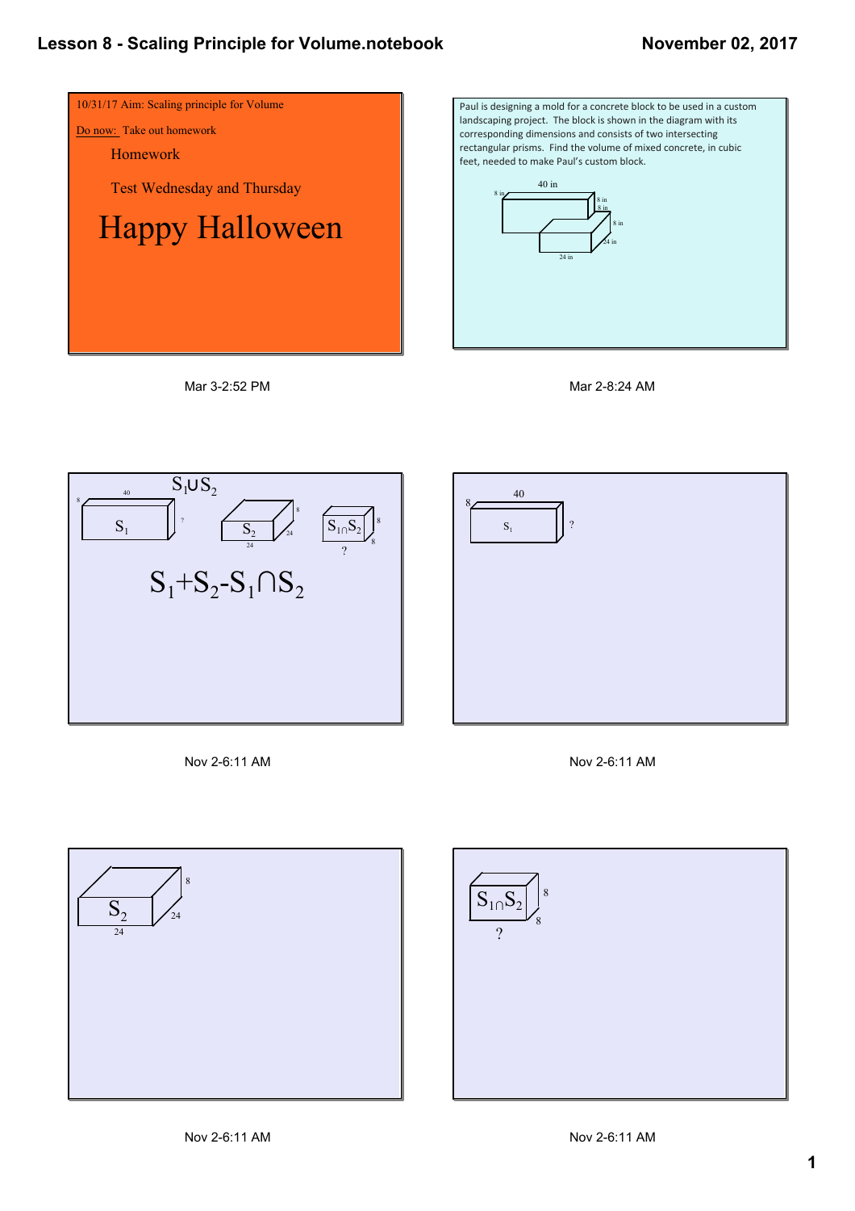10/31/17 Aim: Scaling principle for Volume

Do now: Take out homework

Homework

Test Wednesday and Thursday

Happy Halloween

Mar 3-2:52 PM

Paul is designing a mold for a concrete block to be used in a custom landscaping project. The block is shown in the diagram with its corresponding dimensions and consists of two intersecting rectangular prisms. Find the volume of mixed concrete, in cubic feet, needed to make Paul's custom block.

40 in, 8 in, 8 in, 8 in, 8 in, 24 in, 24 in

Mar 2-8:24 AM

$S_1 \cup S_2$

$S_1$: 40, 8, ?

$S_2$: 24, 24, 8

$S_1 \cap S_2$: 8, 8, ?

$$S_1 + S_2 - S_1 \cap S_2$$

Nov 2-6:11 AM

$S_1$: 40, 8, ?

Nov 2-6:11 AM

$S_2$: 8, 24, 24

Nov 2-6:11 AM

$S_1 \cap S_2$: 8, 8, ?

Nov 2-6:11 AM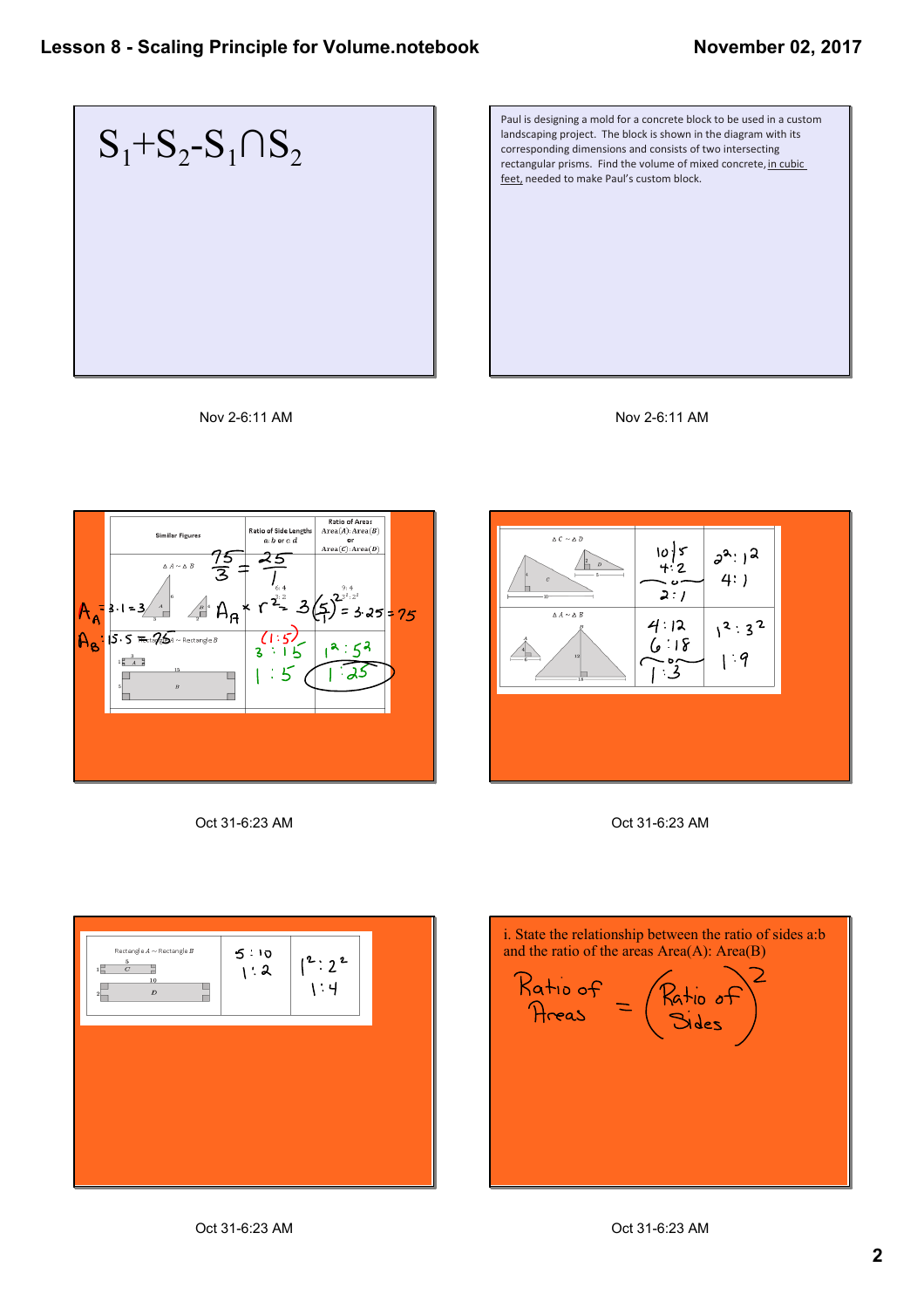$$S_1+S_2-S_1 \cap S_2$$

Nov 2-6:11 AM

Paul is designing a mold for a concrete block to be used in a custom landscaping project. The block is shown in the diagram with its corresponding dimensions and consists of two intersecting rectangular prisms. Find the volume of mixed concrete, in cubic feet, needed to make Paul's custom block.

Nov 2-6:11 AM

| Similar Figures | Ratio of Side Lengths $a:b$ or $c:d$ | Ratio of Areas Area($A$):Area($B$) or Area($C$):Area($D$) |
|---|---|---|
| $\triangle A \sim \triangle B$ | 6:4 3:2 | 9:4 $3^2:2^2$ |
| Rectangle $A$ ~ Rectangle $B$ | $(1:5)$ 3 : 15 1 : 5 | $1^2:5^2$ 1 : 25 |

$A_A = 3\cdot1=3$

$A_B$: $15\cdot5=75$

$\frac{75}{3}=\frac{25}{1}$

$A_A \times r^2 = 3(5)^2 = 3\cdot25=75$

Oct 31-6:23 AM

| Similar Figures | Ratio of Side Lengths | Ratio of Areas |
|---|---|---|
| $\triangle C \sim \triangle D$ | 10/5 4:2 or 2:1 | $2^2:1^2$ 4:1 |
| $\triangle A \sim \triangle B$ | 4:12 6:18 or 1:3 | $1^2:3^2$ 1:9 |

Oct 31-6:23 AM

| Similar Figures | Ratio of Side Lengths | Ratio of Areas |
|---|---|---|
| Rectangle $A$ ~ Rectangle $B$ | 5 : 10 1 : 2 | $1^2:2^2$ 1 : 4 |

Oct 31-6:23 AM

i. State the relationship between the ratio of sides a:b and the ratio of the areas Area(A): Area(B)

$$\text{Ratio of Areas} = (\text{Ratio of Sides})^2$$

Oct 31-6:23 AM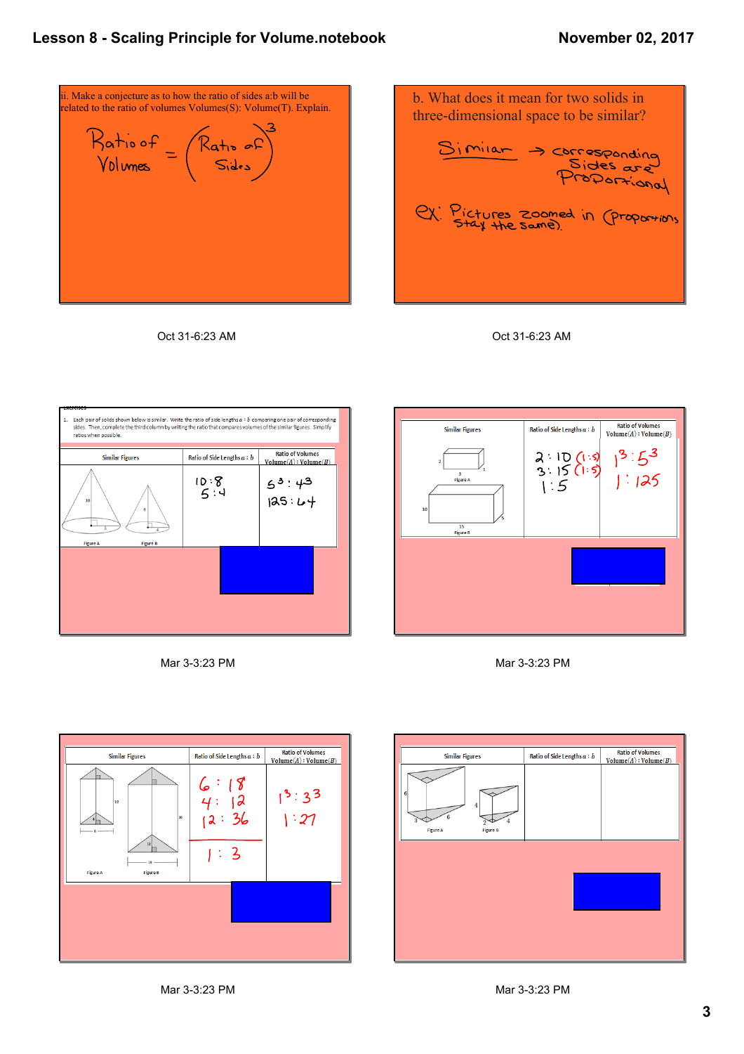ii. Make a conjecture as to how the ratio of sides a:b will be related to the ratio of volumes Volumes(S): Volume(T). Explain.

$$\text{Ratio of Volumes} = (\text{Ratio of Sides})^3$$

Oct 31-6:23 AM

b. What does it mean for two solids in three-dimensional space to be similar?

Similar → corresponding sides are proportional

ex: Pictures zoomed in (proportions stay the same).

Oct 31-6:23 AM

Exercises

1. Each pair of solids shown below is similar. Write the ratio of side lengths $a : b$ comparing one pair of corresponding sides. Then, complete the third column by writing the ratio that compares volumes of the similar figures. Simplify ratios when possible.

| Similar Figures | Ratio of Side Lengths $a : b$ | Ratio of Volumes Volume($A$) : Volume($B$) |
|---|---|---|
| Figure A (cone: 10, 5), Figure B (cone: 8, 4) | 10 : 8<br>5 : 4 | $5^3 : 4^3$<br>125 : 64 |

Mar 3-3:23 PM

| Similar Figures | Ratio of Side Lengths $a : b$ | Ratio of Volumes Volume($A$) : Volume($B$) |
|---|---|---|
| Figure A (2, 3, 1), Figure B (10, 15, 5) | 2 : 10 (1 : 5)<br>3 : 15 (1 : 5)<br>1 : 5 | $1^3 : 5^3$<br>1 : 125 |

Mar 3-3:23 PM

| Similar Figures | Ratio of Side Lengths $a : b$ | Ratio of Volumes Volume($A$) : Volume($B$) |
|---|---|---|
| Figure A (12, 4, 6), Figure B (36, 12, 18) | 6 : 18<br>4 : 12<br>12 : 36<br>1 : 3 | $1^3 : 3^3$<br>1 : 27 |

Mar 3-3:23 PM

| Similar Figures | Ratio of Side Lengths $a : b$ | Ratio of Volumes Volume($A$) : Volume($B$) |
|---|---|---|
| Figure A (6, 3, 6), Figure B (4, 2, 4) | | |

Mar 3-3:23 PM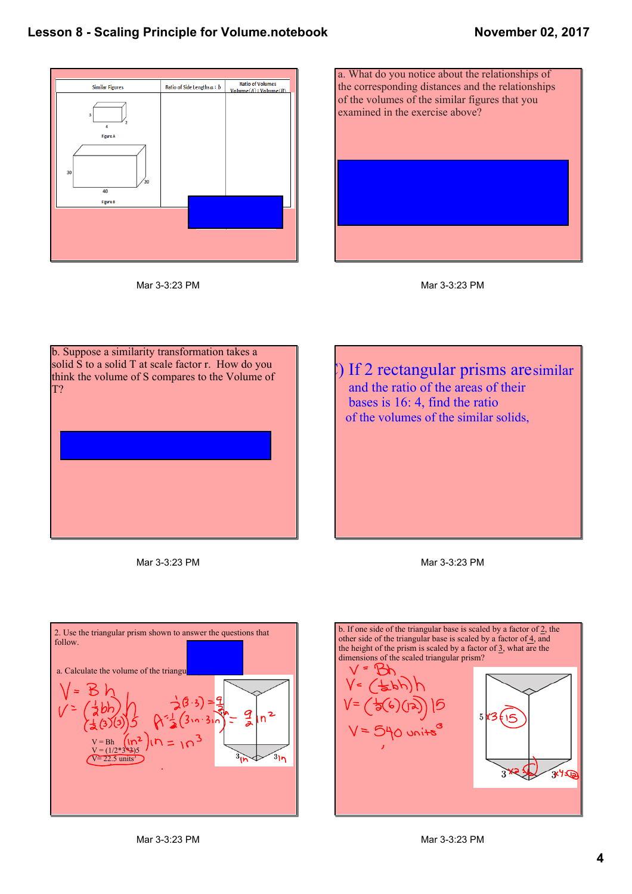| Similar Figures | Ratio of Side Lengths $a : b$ | Ratio of Volumes Volume(A) : Volume(B) |
|---|---|---|
| Figure A (3, 4, 2); Figure B (30, 40, 20) | | |

Mar 3-3:23 PM

a. What do you notice about the relationships of the corresponding distances and the relationships of the volumes of the similar figures that you examined in the exercise above?

Mar 3-3:23 PM

b. Suppose a similarity transformation takes a solid S to a solid T at scale factor r. How do you think the volume of S compares to the Volume of T?

Mar 3-3:23 PM

c) If 2 rectangular prisms are similar and the ratio of the areas of their bases is 16: 4, find the ratio of the volumes of the similar solids,

Mar 3-3:23 PM

2. Use the triangular prism shown to answer the questions that follow.

a. Calculate the volume of the triangu

$V = Bh$

$V = \left(\frac{1}{2}bh\right)h$

$\left(\frac{1}{2}(3)(3)\right)5$

$\frac{1}{2}(3 \cdot 3) = \frac{9}{2}$

$A = \frac{1}{2}(3\text{in} \cdot 3\text{in}) = \frac{9}{2}\text{in}^2$

$(\text{in}^2)\text{in} = \text{in}^3$

V = Bh

V = (1/2\*3\*3)5

V= 22.5 units$^3$

Mar 3-3:23 PM

b. If one side of the triangular base is scaled by a factor of 2, the other side of the triangular base is scaled by a factor of 4, and the height of the prism is scaled by a factor of 3, what are the dimensions of the scaled triangular prism?

$V = Bh$

$V = \left(\frac{1}{2}bh\right)h$

$V = \left(\frac{1}{2}(6)(12)\right)15$

$V = 540$ units$^3$

5 x3 = 15

3 x2 = 6

3 x4 = 12

Mar 3-3:23 PM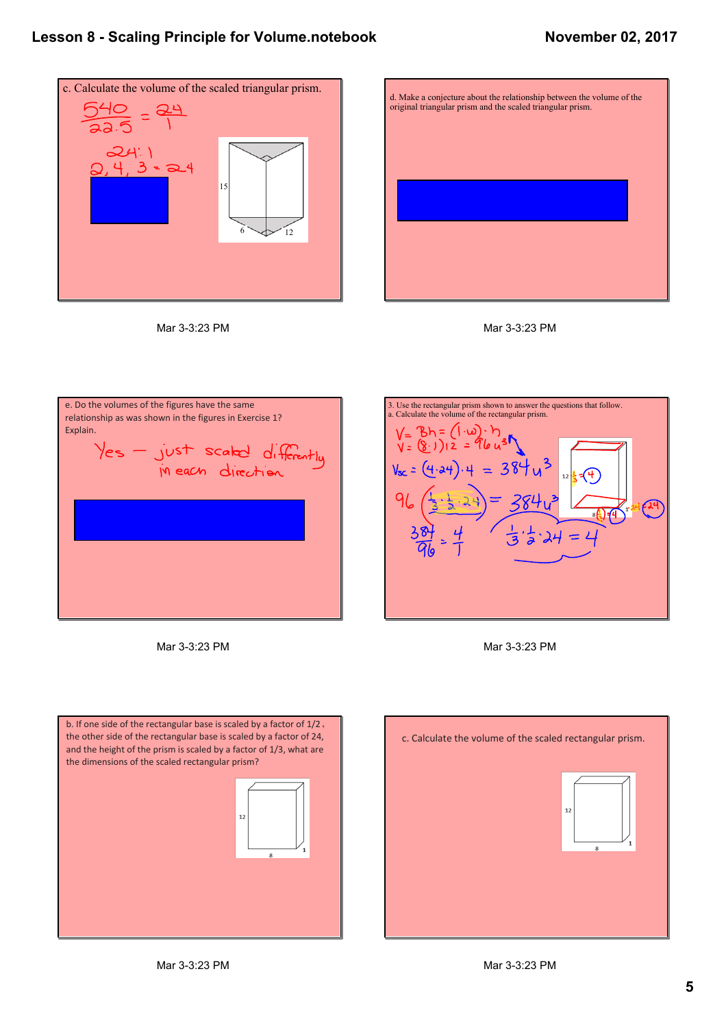c. Calculate the volume of the scaled triangular prism.

$\frac{540}{22.5} = \frac{24}{1}$

24 : 1

2, 4, 3 = 24

15

6 12

Mar 3-3:23 PM

d. Make a conjecture about the relationship between the volume of the original triangular prism and the scaled triangular prism.

Mar 3-3:23 PM

e. Do the volumes of the figures have the same relationship as was shown in the figures in Exercise 1? Explain.

Yes – just scaled differently in each direction

Mar 3-3:23 PM

3. Use the rectangular prism shown to answer the questions that follow.

a. Calculate the volume of the rectangular prism.

$V = Bh = (l \cdot w) \cdot h$

$V = (8 \cdot 1) 12 = 96 u^3$

$V_{sc} = (4 \cdot 24) \cdot 4 = 384 u^3$

$96 \left( \frac{1}{3} \cdot \frac{1}{2} \cdot 24 \right) = 384 u^3$

$\frac{384}{96} = \frac{4}{1}$

$\frac{1}{3} \cdot \frac{1}{2} \cdot 24 = 4$

12 $\frac{1}{3}$ = 4

8 $\frac{1}{2}$ = 4

1 24 = 24

Mar 3-3:23 PM

b. If one side of the rectangular base is scaled by a factor of 1/2 , the other side of the rectangular base is scaled by a factor of 24, and the height of the prism is scaled by a factor of 1/3, what are the dimensions of the scaled rectangular prism?

12

8 1

Mar 3-3:23 PM

c. Calculate the volume of the scaled rectangular prism.

12

8 1

Mar 3-3:23 PM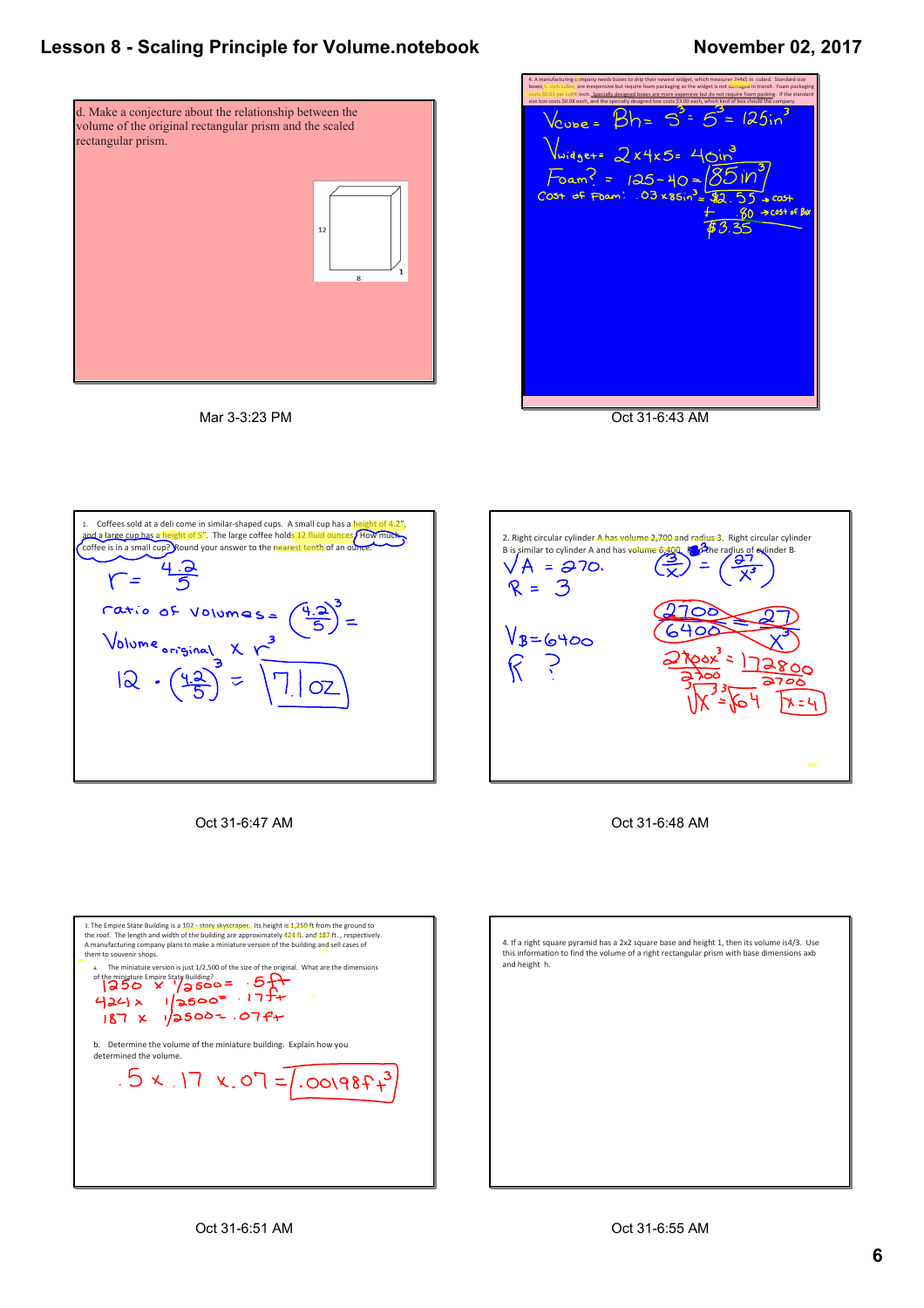d. Make a conjecture about the relationship between the volume of the original rectangular prism and the scaled rectangular prism.

12

8

1

Mar 3-3:23 PM

4. A manufacturing company needs boxes to ship their newest widget, which measures 2x4x5 in. cubed. Standard size boxes, 5-inch cubes, are inexpensive but require foam packaging so the widget is not damaged in transit. Foam packaging costs $0.03 per cubic inch. Specially designed boxes are more expensive but do not require foam packing. If the standard size box costs $0.08 each, and the specially designed box costs $3.00 each, which kind of box should the company

$V_{cube} = Bh = s^3 = 5^3 = 125 in^3$

$V_{widget} = 2 \times 4 \times 5 = 40 in^3$

$Foam? = 125 - 40 = 85 in^3$

Cost of Foam: $.03 \times 85 in^3 = \$2.55$ → cost

$+ .80$ → cost of box

$\$3.35$

Oct 31-6:43 AM

1. Coffees sold at a deli come in similar-shaped cups. A small cup has a height of 4.2" and a large cup has a height of 5". The large coffee holds 12 fluid ounces. How much coffee is in a small cup? Round your answer to the nearest tenth of an ounce.

$r = \frac{4.2}{5}$

ratio of volumes $= \left(\frac{4.2}{5}\right)^3 =$

$Volume_{original} \times r^3$

$12 \cdot \left(\frac{4.2}{5}\right)^3 = 7.1\ oz$

Oct 31-6:47 AM

2. Right circular cylinder A has volume 2,700 and radius 3. Right circular cylinder B is similar to cylinder A and has volume 6,400. Find the radius of cylinder B.

$V_A = 270.$

$R = 3$

$V_B = 6400$

$R\ ?$

$\left(\frac{3}{x}\right)^3 = \left(\frac{27}{x^3}\right)$

$\frac{2700}{6400} = \frac{27}{x^3}$

$\frac{2700x^3}{2700} = \frac{172800}{2700}$

$\sqrt[3]{x^3} = \sqrt[3]{64}$ $x = 4$

Oct 31-6:48 AM

3. The Empire State Building is a 102 - story skyscraper. Its height is 1,250 ft from the ground to the roof. The length and width of the building are approximately 424 ft. and 187 ft., respectively. A manufacturing company plans to make a miniature version of the building and sell cases of them to souvenir shops.

a. The miniature version is just 1/2,500 of the size of the original. What are the dimensions of the miniature Empire State Building?

$1250 \times 1/2500 = .5 ft$

$424 \times 1/2500 = .17 ft$

$187 \times 1/2500 = .07 ft$

b. Determine the volume of the miniature building. Explain how you determined the volume.

$.5 \times .17 \times .07 = .00198 ft^3$

Oct 31-6:51 AM

4. If a right square pyramid has a 2x2 square base and height 1, then its volume is4/3. Use this information to find the volume of a right rectangular prism with base dimensions axb and height h.

Oct 31-6:55 AM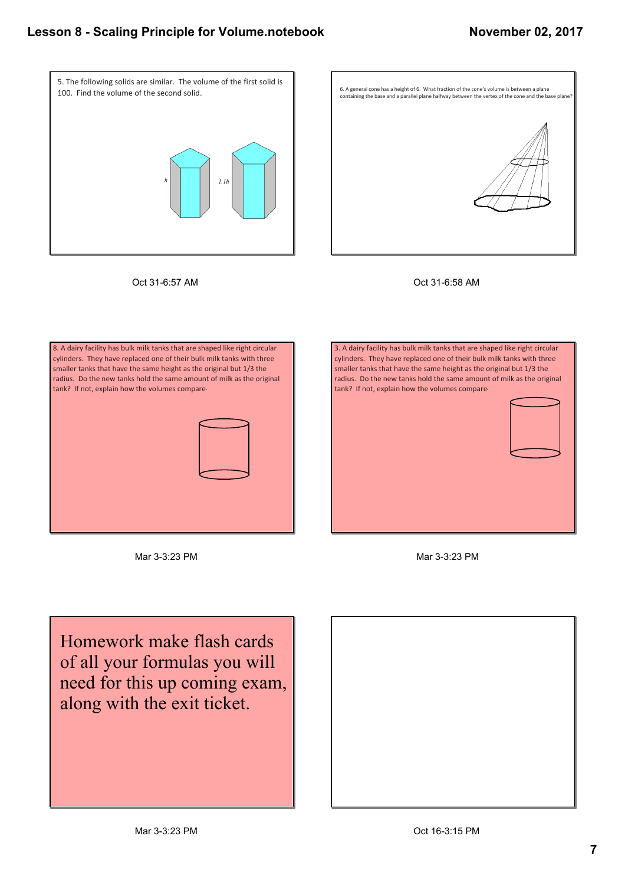5. The following solids are similar. The volume of the first solid is 100. Find the volume of the second solid.

$h$

$1.1h$

Oct 31-6:57 AM

6. A general cone has a height of 6. What fraction of the cone's volume is between a plane containing the base and a parallel plane halfway between the vertex of the cone and the base plane?

Oct 31-6:58 AM

8. A dairy facility has bulk milk tanks that are shaped like right circular cylinders. They have replaced one of their bulk milk tanks with three smaller tanks that have the same height as the original but 1/3 the radius. Do the new tanks hold the same amount of milk as the original tank? If not, explain how the volumes compare.

Mar 3-3:23 PM

3. A dairy facility has bulk milk tanks that are shaped like right circular cylinders. They have replaced one of their bulk milk tanks with three smaller tanks that have the same height as the original but 1/3 the radius. Do the new tanks hold the same amount of milk as the original tank? If not, explain how the volumes compare.

Mar 3-3:23 PM

Homework make flash cards of all your formulas you will need for this up coming exam, along with the exit ticket.

Mar 3-3:23 PM

Oct 16-3:15 PM